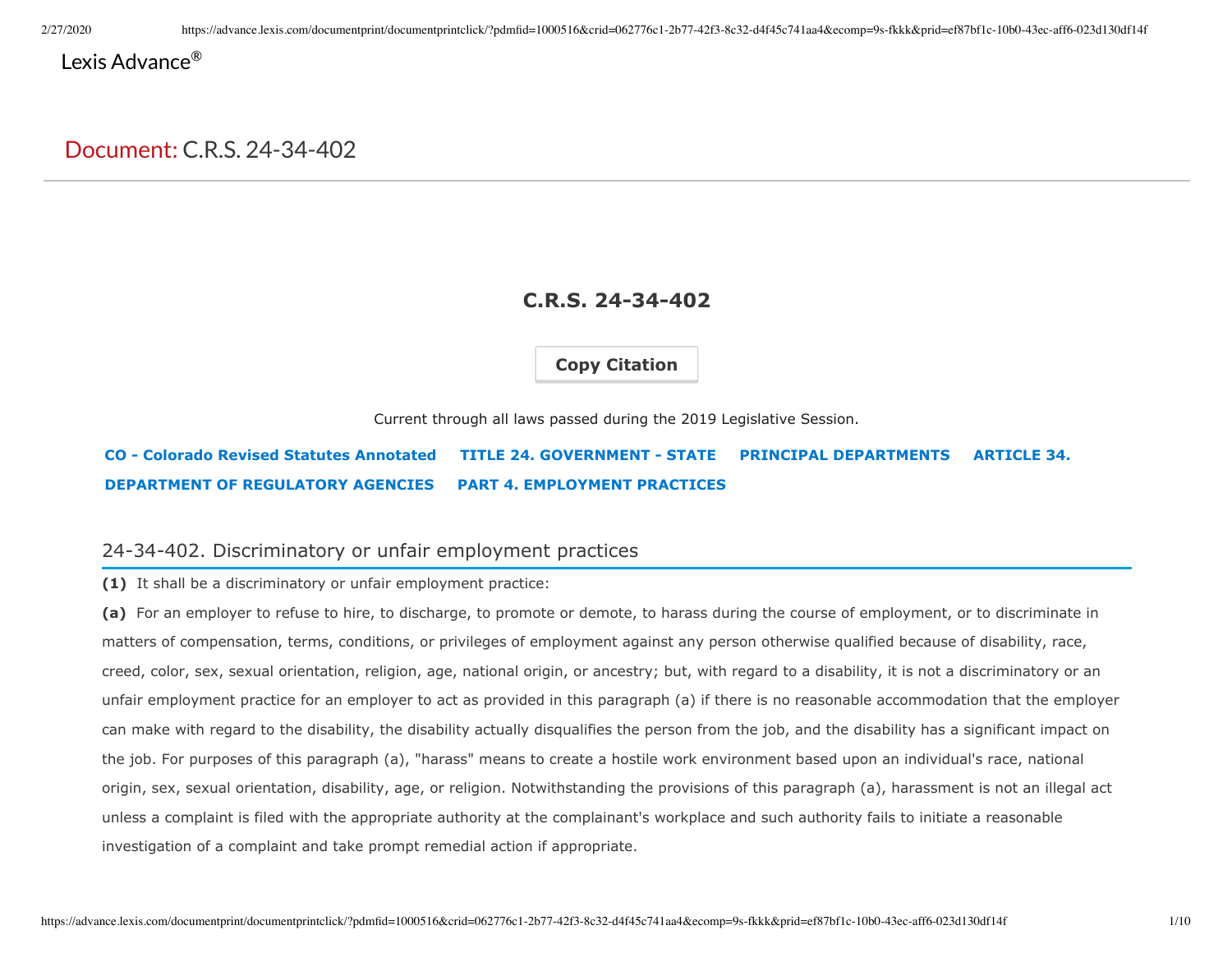Lexis Advance®

# Document: C.R.S. 24-34-402

## C.R.S. 24-34-402

Copy Citation

Current through all laws passed during the 2019 Legislative Session.

**CO - Colorado Revised Statutes Annotated** **TITLE 24. GOVERNMENT - STATE** **PRINCIPAL DEPARTMENTS** **ARTICLE 34. DEPARTMENT OF REGULATORY AGENCIES** **PART 4. EMPLOYMENT PRACTICES**

### 24-34-402. Discriminatory or unfair employment practices

**(1)** It shall be a discriminatory or unfair employment practice:

**(a)** For an employer to refuse to hire, to discharge, to promote or demote, to harass during the course of employment, or to discriminate in matters of compensation, terms, conditions, or privileges of employment against any person otherwise qualified because of disability, race, creed, color, sex, sexual orientation, religion, age, national origin, or ancestry; but, with regard to a disability, it is not a discriminatory or an unfair employment practice for an employer to act as provided in this paragraph (a) if there is no reasonable accommodation that the employer can make with regard to the disability, the disability actually disqualifies the person from the job, and the disability has a significant impact on the job. For purposes of this paragraph (a), "harass" means to create a hostile work environment based upon an individual's race, national origin, sex, sexual orientation, disability, age, or religion. Notwithstanding the provisions of this paragraph (a), harassment is not an illegal act unless a complaint is filed with the appropriate authority at the complainant's workplace and such authority fails to initiate a reasonable investigation of a complaint and take prompt remedial action if appropriate.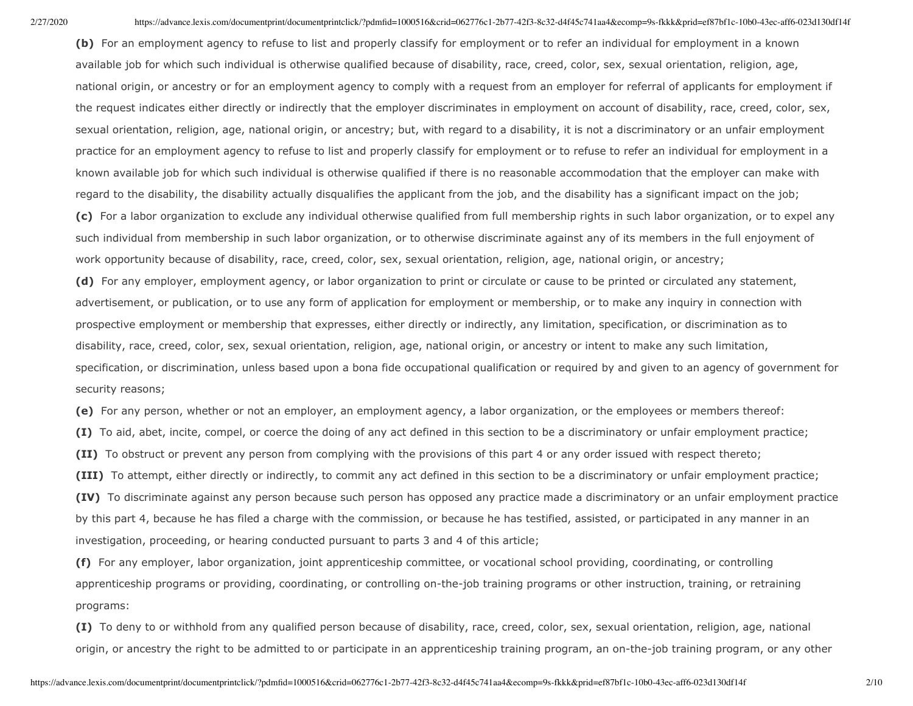**(b)** For an employment agency to refuse to list and properly classify for employment or to refer an individual for employment in a known available job for which such individual is otherwise qualified because of disability, race, creed, color, sex, sexual orientation, religion, age, national origin, or ancestry or for an employment agency to comply with a request from an employer for referral of applicants for employment if the request indicates either directly or indirectly that the employer discriminates in employment on account of disability, race, creed, color, sex, sexual orientation, religion, age, national origin, or ancestry; but, with regard to a disability, it is not a discriminatory or an unfair employment practice for an employment agency to refuse to list and properly classify for employment or to refuse to refer an individual for employment in a known available job for which such individual is otherwise qualified if there is no reasonable accommodation that the employer can make with regard to the disability, the disability actually disqualifies the applicant from the job, and the disability has a significant impact on the job;

**(c)** For a labor organization to exclude any individual otherwise qualified from full membership rights in such labor organization, or to expel any such individual from membership in such labor organization, or to otherwise discriminate against any of its members in the full enjoyment of work opportunity because of disability, race, creed, color, sex, sexual orientation, religion, age, national origin, or ancestry;

**(d)** For any employer, employment agency, or labor organization to print or circulate or cause to be printed or circulated any statement, advertisement, or publication, or to use any form of application for employment or membership, or to make any inquiry in connection with prospective employment or membership that expresses, either directly or indirectly, any limitation, specification, or discrimination as to disability, race, creed, color, sex, sexual orientation, religion, age, national origin, or ancestry or intent to make any such limitation, specification, or discrimination, unless based upon a bona fide occupational qualification or required by and given to an agency of government for security reasons;

**(e)** For any person, whether or not an employer, an employment agency, a labor organization, or the employees or members thereof:

**(I)** To aid, abet, incite, compel, or coerce the doing of any act defined in this section to be a discriminatory or unfair employment practice;

**(II)** To obstruct or prevent any person from complying with the provisions of this part 4 or any order issued with respect thereto;

**(III)** To attempt, either directly or indirectly, to commit any act defined in this section to be a discriminatory or unfair employment practice;

**(IV)** To discriminate against any person because such person has opposed any practice made a discriminatory or an unfair employment practice by this part 4, because he has filed a charge with the commission, or because he has testified, assisted, or participated in any manner in an investigation, proceeding, or hearing conducted pursuant to parts 3 and 4 of this article;

**(f)** For any employer, labor organization, joint apprenticeship committee, or vocational school providing, coordinating, or controlling apprenticeship programs or providing, coordinating, or controlling on-the-job training programs or other instruction, training, or retraining programs:

**(I)** To deny to or withhold from any qualified person because of disability, race, creed, color, sex, sexual orientation, religion, age, national origin, or ancestry the right to be admitted to or participate in an apprenticeship training program, an on-the-job training program, or any other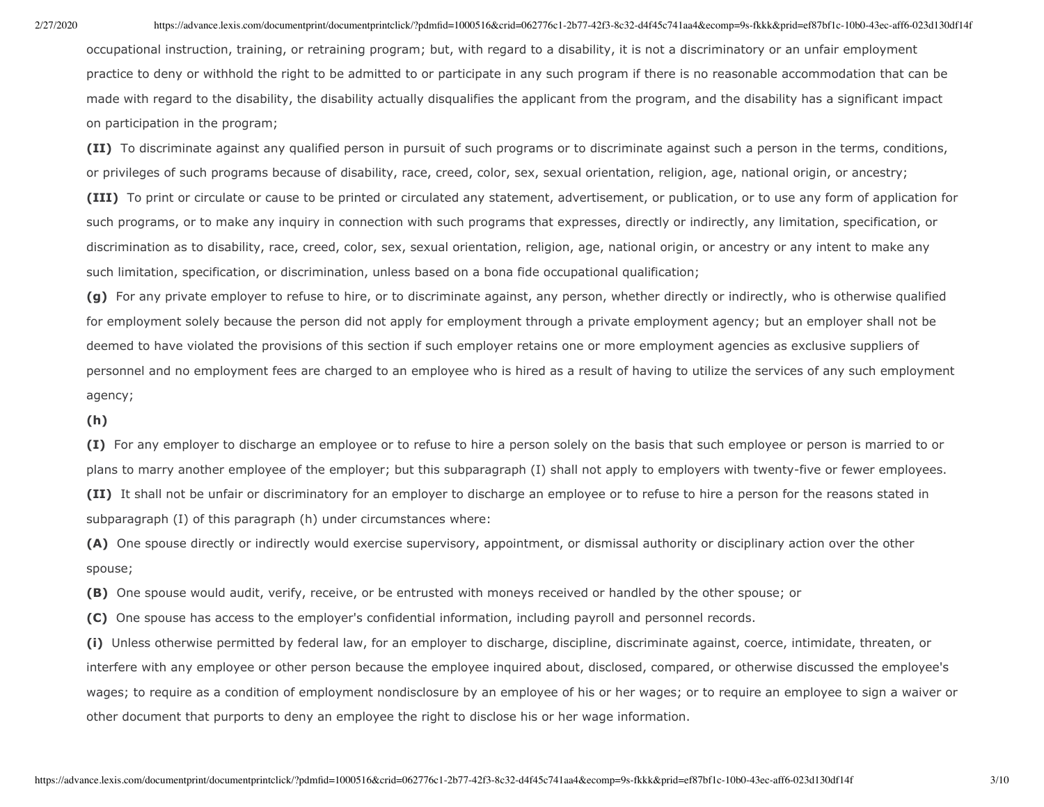occupational instruction, training, or retraining program; but, with regard to a disability, it is not a discriminatory or an unfair employment practice to deny or withhold the right to be admitted to or participate in any such program if there is no reasonable accommodation that can be made with regard to the disability, the disability actually disqualifies the applicant from the program, and the disability has a significant impact on participation in the program;

**(II)** To discriminate against any qualified person in pursuit of such programs or to discriminate against such a person in the terms, conditions, or privileges of such programs because of disability, race, creed, color, sex, sexual orientation, religion, age, national origin, or ancestry;

**(III)** To print or circulate or cause to be printed or circulated any statement, advertisement, or publication, or to use any form of application for such programs, or to make any inquiry in connection with such programs that expresses, directly or indirectly, any limitation, specification, or discrimination as to disability, race, creed, color, sex, sexual orientation, religion, age, national origin, or ancestry or any intent to make any such limitation, specification, or discrimination, unless based on a bona fide occupational qualification;

**(g)** For any private employer to refuse to hire, or to discriminate against, any person, whether directly or indirectly, who is otherwise qualified for employment solely because the person did not apply for employment through a private employment agency; but an employer shall not be deemed to have violated the provisions of this section if such employer retains one or more employment agencies as exclusive suppliers of personnel and no employment fees are charged to an employee who is hired as a result of having to utilize the services of any such employment agency;

**(h)**

**(I)** For any employer to discharge an employee or to refuse to hire a person solely on the basis that such employee or person is married to or plans to marry another employee of the employer; but this subparagraph (I) shall not apply to employers with twenty-five or fewer employees.

**(II)** It shall not be unfair or discriminatory for an employer to discharge an employee or to refuse to hire a person for the reasons stated in subparagraph (I) of this paragraph (h) under circumstances where:

**(A)** One spouse directly or indirectly would exercise supervisory, appointment, or dismissal authority or disciplinary action over the other spouse;

**(B)** One spouse would audit, verify, receive, or be entrusted with moneys received or handled by the other spouse; or

**(C)** One spouse has access to the employer's confidential information, including payroll and personnel records.

**(i)** Unless otherwise permitted by federal law, for an employer to discharge, discipline, discriminate against, coerce, intimidate, threaten, or interfere with any employee or other person because the employee inquired about, disclosed, compared, or otherwise discussed the employee's wages; to require as a condition of employment nondisclosure by an employee of his or her wages; or to require an employee to sign a waiver or other document that purports to deny an employee the right to disclose his or her wage information.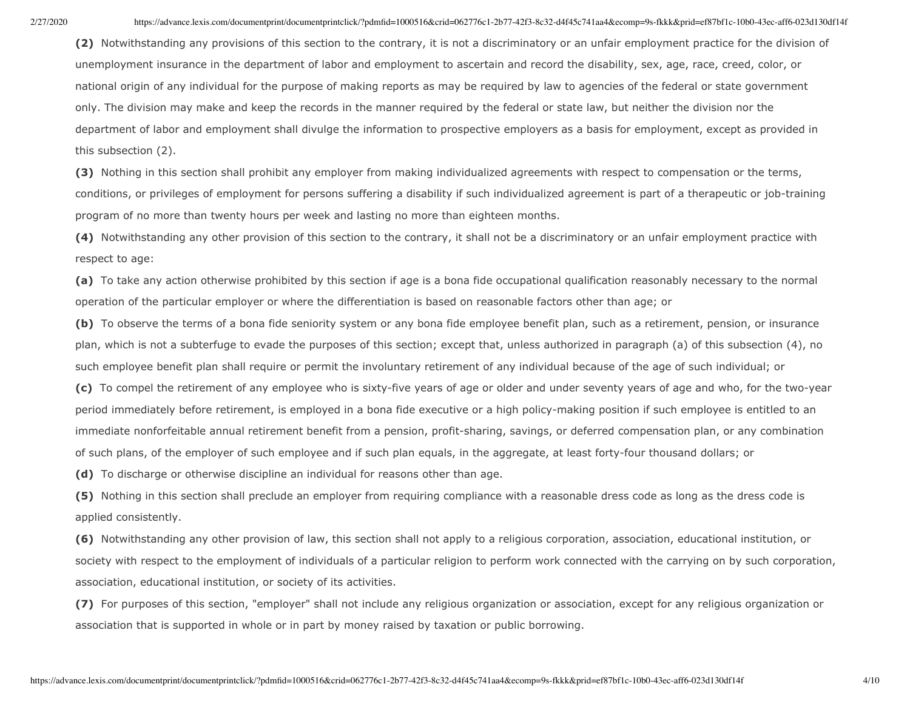**(2)** Notwithstanding any provisions of this section to the contrary, it is not a discriminatory or an unfair employment practice for the division of unemployment insurance in the department of labor and employment to ascertain and record the disability, sex, age, race, creed, color, or national origin of any individual for the purpose of making reports as may be required by law to agencies of the federal or state government only. The division may make and keep the records in the manner required by the federal or state law, but neither the division nor the department of labor and employment shall divulge the information to prospective employers as a basis for employment, except as provided in this subsection (2).

**(3)** Nothing in this section shall prohibit any employer from making individualized agreements with respect to compensation or the terms, conditions, or privileges of employment for persons suffering a disability if such individualized agreement is part of a therapeutic or job-training program of no more than twenty hours per week and lasting no more than eighteen months.

**(4)** Notwithstanding any other provision of this section to the contrary, it shall not be a discriminatory or an unfair employment practice with respect to age:

**(a)** To take any action otherwise prohibited by this section if age is a bona fide occupational qualification reasonably necessary to the normal operation of the particular employer or where the differentiation is based on reasonable factors other than age; or

**(b)** To observe the terms of a bona fide seniority system or any bona fide employee benefit plan, such as a retirement, pension, or insurance plan, which is not a subterfuge to evade the purposes of this section; except that, unless authorized in paragraph (a) of this subsection (4), no such employee benefit plan shall require or permit the involuntary retirement of any individual because of the age of such individual; or

**(c)** To compel the retirement of any employee who is sixty-five years of age or older and under seventy years of age and who, for the two-year period immediately before retirement, is employed in a bona fide executive or a high policy-making position if such employee is entitled to an immediate nonforfeitable annual retirement benefit from a pension, profit-sharing, savings, or deferred compensation plan, or any combination of such plans, of the employer of such employee and if such plan equals, in the aggregate, at least forty-four thousand dollars; or

**(d)** To discharge or otherwise discipline an individual for reasons other than age.

**(5)** Nothing in this section shall preclude an employer from requiring compliance with a reasonable dress code as long as the dress code is applied consistently.

**(6)** Notwithstanding any other provision of law, this section shall not apply to a religious corporation, association, educational institution, or society with respect to the employment of individuals of a particular religion to perform work connected with the carrying on by such corporation, association, educational institution, or society of its activities.

**(7)** For purposes of this section, "employer" shall not include any religious organization or association, except for any religious organization or association that is supported in whole or in part by money raised by taxation or public borrowing.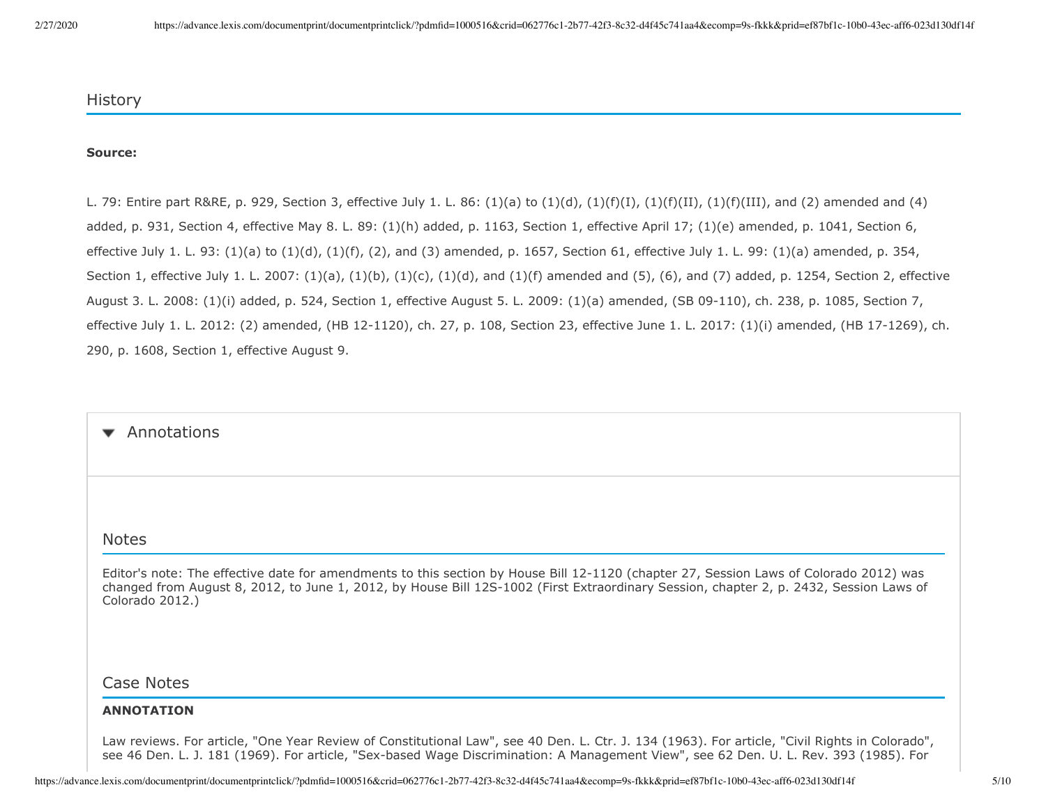## History

**Source:**

L. 79: Entire part R&RE, p. 929, Section 3, effective July 1. L. 86: (1)(a) to (1)(d), (1)(f)(I), (1)(f)(II), (1)(f)(III), and (2) amended and (4) added, p. 931, Section 4, effective May 8. L. 89: (1)(h) added, p. 1163, Section 1, effective April 17; (1)(e) amended, p. 1041, Section 6, effective July 1. L. 93: (1)(a) to (1)(d), (1)(f), (2), and (3) amended, p. 1657, Section 61, effective July 1. L. 99: (1)(a) amended, p. 354, Section 1, effective July 1. L. 2007: (1)(a), (1)(b), (1)(c), (1)(d), and (1)(f) amended and (5), (6), and (7) added, p. 1254, Section 2, effective August 3. L. 2008: (1)(i) added, p. 524, Section 1, effective August 5. L. 2009: (1)(a) amended, (SB 09-110), ch. 238, p. 1085, Section 7, effective July 1. L. 2012: (2) amended, (HB 12-1120), ch. 27, p. 108, Section 23, effective June 1. L. 2017: (1)(i) amended, (HB 17-1269), ch. 290, p. 1608, Section 1, effective August 9.

## Annotations

### Notes

Editor's note: The effective date for amendments to this section by House Bill 12-1120 (chapter 27, Session Laws of Colorado 2012) was changed from August 8, 2012, to June 1, 2012, by House Bill 12S-1002 (First Extraordinary Session, chapter 2, p. 2432, Session Laws of Colorado 2012.)

### Case Notes

**ANNOTATION**

Law reviews. For article, "One Year Review of Constitutional Law", see 40 Den. L. Ctr. J. 134 (1963). For article, "Civil Rights in Colorado", see 46 Den. L. J. 181 (1969). For article, "Sex-based Wage Discrimination: A Management View", see 62 Den. U. L. Rev. 393 (1985). For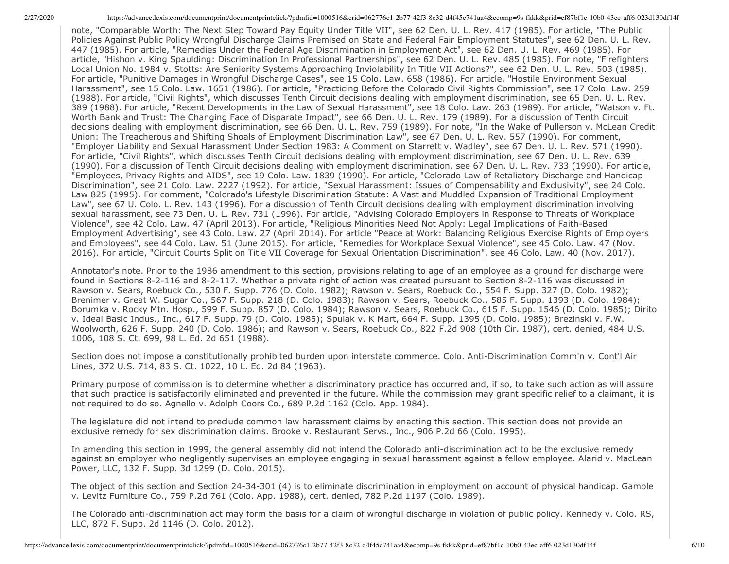note, "Comparable Worth: The Next Step Toward Pay Equity Under Title VII", see 62 Den. U. L. Rev. 417 (1985). For article, "The Public Policies Against Public Policy Wrongful Discharge Claims Premised on State and Federal Fair Employment Statutes", see 62 Den. U. L. Rev. 447 (1985). For article, "Remedies Under the Federal Age Discrimination in Employment Act", see 62 Den. U. L. Rev. 469 (1985). For article, "Hishon v. King Spaulding: Discrimination In Professional Partnerships", see 62 Den. U. L. Rev. 485 (1985). For note, "Firefighters Local Union No. 1984 v. Stotts: Are Seniority Systems Approaching Inviolability In Title VII Actions?", see 62 Den. U. L. Rev. 503 (1985). For article, "Punitive Damages in Wrongful Discharge Cases", see 15 Colo. Law. 658 (1986). For article, "Hostile Environment Sexual Harassment", see 15 Colo. Law. 1651 (1986). For article, "Practicing Before the Colorado Civil Rights Commission", see 17 Colo. Law. 259 (1988). For article, "Civil Rights", which discusses Tenth Circuit decisions dealing with employment discrimination, see 65 Den. U. L. Rev. 389 (1988). For article, "Recent Developments in the Law of Sexual Harassment", see 18 Colo. Law. 263 (1989). For article, "Watson v. Ft. Worth Bank and Trust: The Changing Face of Disparate Impact", see 66 Den. U. L. Rev. 179 (1989). For a discussion of Tenth Circuit decisions dealing with employment discrimination, see 66 Den. U. L. Rev. 759 (1989). For note, "In the Wake of Pullerson v. McLean Credit Union: The Treacherous and Shifting Shoals of Employment Discrimination Law", see 67 Den. U. L. Rev. 557 (1990). For comment, "Employer Liability and Sexual Harassment Under Section 1983: A Comment on Starrett v. Wadley", see 67 Den. U. L. Rev. 571 (1990). For article, "Civil Rights", which discusses Tenth Circuit decisions dealing with employment discrimination, see 67 Den. U. L. Rev. 639 (1990). For a discussion of Tenth Circuit decisions dealing with employment discrimination, see 67 Den. U. L. Rev. 733 (1990). For article, "Employees, Privacy Rights and AIDS", see 19 Colo. Law. 1839 (1990). For article, "Colorado Law of Retaliatory Discharge and Handicap Discrimination", see 21 Colo. Law. 2227 (1992). For article, "Sexual Harassment: Issues of Compensability and Exclusivity", see 24 Colo. Law 825 (1995). For comment, "Colorado's Lifestyle Discrimination Statute: A Vast and Muddled Expansion of Traditional Employment Law", see 67 U. Colo. L. Rev. 143 (1996). For a discussion of Tenth Circuit decisions dealing with employment discrimination involving sexual harassment, see 73 Den. U. L. Rev. 731 (1996). For article, "Advising Colorado Employers in Response to Threats of Workplace Violence", see 42 Colo. Law. 47 (April 2013). For article, "Religious Minorities Need Not Apply: Legal Implications of Faith-Based Employment Advertising", see 43 Colo. Law. 27 (April 2014). For article "Peace at Work: Balancing Religious Exercise Rights of Employers and Employees", see 44 Colo. Law. 51 (June 2015). For article, "Remedies for Workplace Sexual Violence", see 45 Colo. Law. 47 (Nov. 2016). For article, "Circuit Courts Split on Title VII Coverage for Sexual Orientation Discrimination", see 46 Colo. Law. 40 (Nov. 2017).

Annotator's note. Prior to the 1986 amendment to this section, provisions relating to age of an employee as a ground for discharge were found in Sections 8-2-116 and 8-2-117. Whether a private right of action was created pursuant to Section 8-2-116 was discussed in Rawson v. Sears, Roebuck Co., 530 F. Supp. 776 (D. Colo. 1982); Rawson v. Sears, Roebuck Co., 554 F. Supp. 327 (D. Colo. 1982); Brenimer v. Great W. Sugar Co., 567 F. Supp. 218 (D. Colo. 1983); Rawson v. Sears, Roebuck Co., 585 F. Supp. 1393 (D. Colo. 1984); Borumka v. Rocky Mtn. Hosp., 599 F. Supp. 857 (D. Colo. 1984); Rawson v. Sears, Roebuck Co., 615 F. Supp. 1546 (D. Colo. 1985); Dirito v. Ideal Basic Indus., Inc., 617 F. Supp. 79 (D. Colo. 1985); Spulak v. K Mart, 664 F. Supp. 1395 (D. Colo. 1985); Brezinski v. F.W. Woolworth, 626 F. Supp. 240 (D. Colo. 1986); and Rawson v. Sears, Roebuck Co., 822 F.2d 908 (10th Cir. 1987), cert. denied, 484 U.S. 1006, 108 S. Ct. 699, 98 L. Ed. 2d 651 (1988).

Section does not impose a constitutionally prohibited burden upon interstate commerce. Colo. Anti-Discrimination Comm'n v. Cont'l Air Lines, 372 U.S. 714, 83 S. Ct. 1022, 10 L. Ed. 2d 84 (1963).

Primary purpose of commission is to determine whether a discriminatory practice has occurred and, if so, to take such action as will assure that such practice is satisfactorily eliminated and prevented in the future. While the commission may grant specific relief to a claimant, it is not required to do so. Agnello v. Adolph Coors Co., 689 P.2d 1162 (Colo. App. 1984).

The legislature did not intend to preclude common law harassment claims by enacting this section. This section does not provide an exclusive remedy for sex discrimination claims. Brooke v. Restaurant Servs., Inc., 906 P.2d 66 (Colo. 1995).

In amending this section in 1999, the general assembly did not intend the Colorado anti-discrimination act to be the exclusive remedy against an employer who negligently supervises an employee engaging in sexual harassment against a fellow employee. Alarid v. MacLean Power, LLC, 132 F. Supp. 3d 1299 (D. Colo. 2015).

The object of this section and Section 24-34-301 (4) is to eliminate discrimination in employment on account of physical handicap. Gamble v. Levitz Furniture Co., 759 P.2d 761 (Colo. App. 1988), cert. denied, 782 P.2d 1197 (Colo. 1989).

The Colorado anti-discrimination act may form the basis for a claim of wrongful discharge in violation of public policy. Kennedy v. Colo. RS, LLC, 872 F. Supp. 2d 1146 (D. Colo. 2012).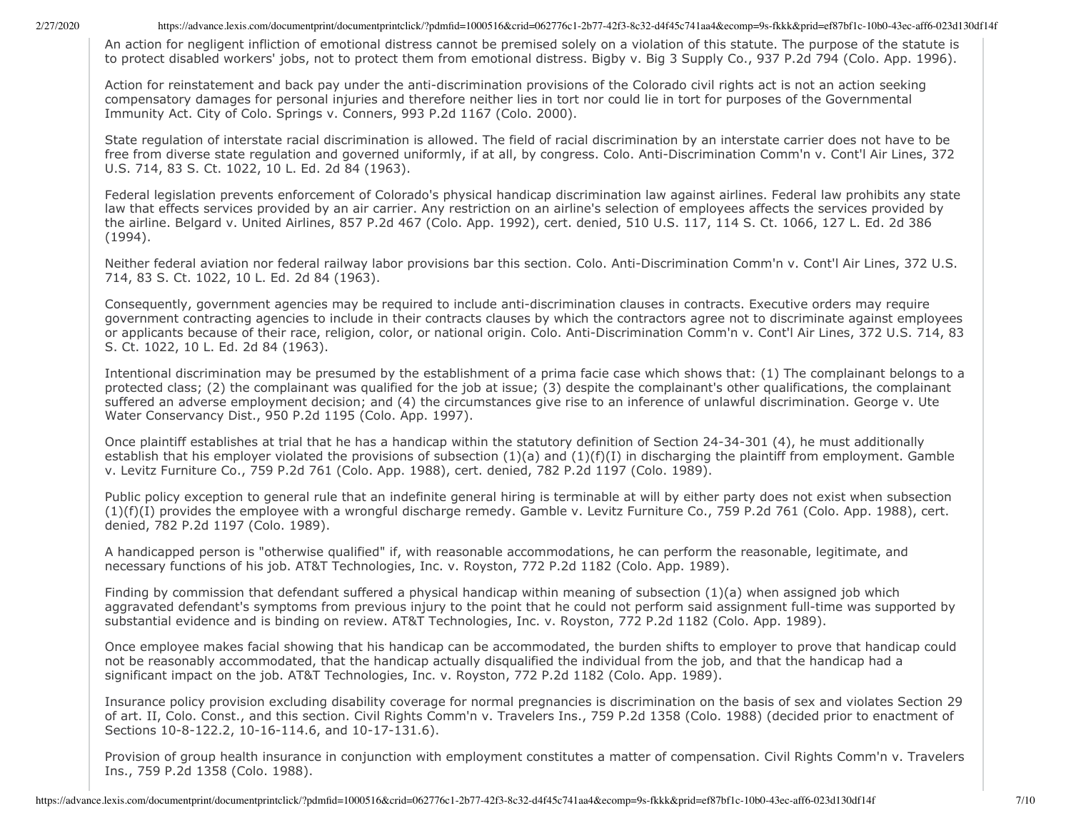An action for negligent infliction of emotional distress cannot be premised solely on a violation of this statute. The purpose of the statute is to protect disabled workers' jobs, not to protect them from emotional distress. Bigby v. Big 3 Supply Co., 937 P.2d 794 (Colo. App. 1996).

Action for reinstatement and back pay under the anti-discrimination provisions of the Colorado civil rights act is not an action seeking compensatory damages for personal injuries and therefore neither lies in tort nor could lie in tort for purposes of the Governmental Immunity Act. City of Colo. Springs v. Conners, 993 P.2d 1167 (Colo. 2000).

State regulation of interstate racial discrimination is allowed. The field of racial discrimination by an interstate carrier does not have to be free from diverse state regulation and governed uniformly, if at all, by congress. Colo. Anti-Discrimination Comm'n v. Cont'l Air Lines, 372 U.S. 714, 83 S. Ct. 1022, 10 L. Ed. 2d 84 (1963).

Federal legislation prevents enforcement of Colorado's physical handicap discrimination law against airlines. Federal law prohibits any state law that effects services provided by an air carrier. Any restriction on an airline's selection of employees affects the services provided by the airline. Belgard v. United Airlines, 857 P.2d 467 (Colo. App. 1992), cert. denied, 510 U.S. 117, 114 S. Ct. 1066, 127 L. Ed. 2d 386 (1994).

Neither federal aviation nor federal railway labor provisions bar this section. Colo. Anti-Discrimination Comm'n v. Cont'l Air Lines, 372 U.S. 714, 83 S. Ct. 1022, 10 L. Ed. 2d 84 (1963).

Consequently, government agencies may be required to include anti-discrimination clauses in contracts. Executive orders may require government contracting agencies to include in their contracts clauses by which the contractors agree not to discriminate against employees or applicants because of their race, religion, color, or national origin. Colo. Anti-Discrimination Comm'n v. Cont'l Air Lines, 372 U.S. 714, 83 S. Ct. 1022, 10 L. Ed. 2d 84 (1963).

Intentional discrimination may be presumed by the establishment of a prima facie case which shows that: (1) The complainant belongs to a protected class; (2) the complainant was qualified for the job at issue; (3) despite the complainant's other qualifications, the complainant suffered an adverse employment decision; and (4) the circumstances give rise to an inference of unlawful discrimination. George v. Ute Water Conservancy Dist., 950 P.2d 1195 (Colo. App. 1997).

Once plaintiff establishes at trial that he has a handicap within the statutory definition of Section 24-34-301 (4), he must additionally establish that his employer violated the provisions of subsection (1)(a) and (1)(f)(I) in discharging the plaintiff from employment. Gamble v. Levitz Furniture Co., 759 P.2d 761 (Colo. App. 1988), cert. denied, 782 P.2d 1197 (Colo. 1989).

Public policy exception to general rule that an indefinite general hiring is terminable at will by either party does not exist when subsection (1)(f)(I) provides the employee with a wrongful discharge remedy. Gamble v. Levitz Furniture Co., 759 P.2d 761 (Colo. App. 1988), cert. denied, 782 P.2d 1197 (Colo. 1989).

A handicapped person is "otherwise qualified" if, with reasonable accommodations, he can perform the reasonable, legitimate, and necessary functions of his job. AT&T Technologies, Inc. v. Royston, 772 P.2d 1182 (Colo. App. 1989).

Finding by commission that defendant suffered a physical handicap within meaning of subsection (1)(a) when assigned job which aggravated defendant's symptoms from previous injury to the point that he could not perform said assignment full-time was supported by substantial evidence and is binding on review. AT&T Technologies, Inc. v. Royston, 772 P.2d 1182 (Colo. App. 1989).

Once employee makes facial showing that his handicap can be accommodated, the burden shifts to employer to prove that handicap could not be reasonably accommodated, that the handicap actually disqualified the individual from the job, and that the handicap had a significant impact on the job. AT&T Technologies, Inc. v. Royston, 772 P.2d 1182 (Colo. App. 1989).

Insurance policy provision excluding disability coverage for normal pregnancies is discrimination on the basis of sex and violates Section 29 of art. II, Colo. Const., and this section. Civil Rights Comm'n v. Travelers Ins., 759 P.2d 1358 (Colo. 1988) (decided prior to enactment of Sections 10-8-122.2, 10-16-114.6, and 10-17-131.6).

Provision of group health insurance in conjunction with employment constitutes a matter of compensation. Civil Rights Comm'n v. Travelers Ins., 759 P.2d 1358 (Colo. 1988).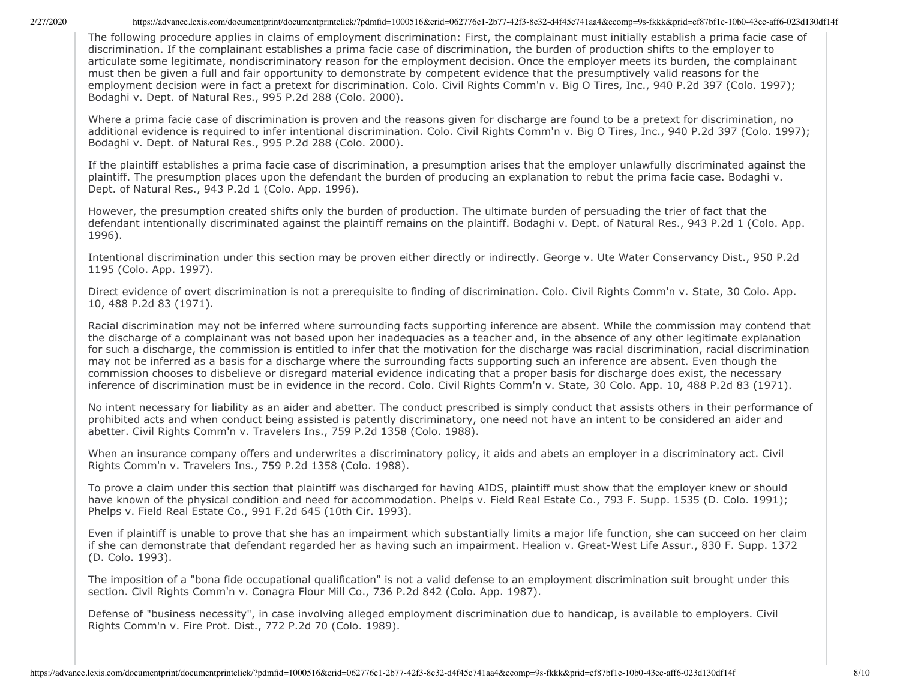The following procedure applies in claims of employment discrimination: First, the complainant must initially establish a prima facie case of discrimination. If the complainant establishes a prima facie case of discrimination, the burden of production shifts to the employer to articulate some legitimate, nondiscriminatory reason for the employment decision. Once the employer meets its burden, the complainant must then be given a full and fair opportunity to demonstrate by competent evidence that the presumptively valid reasons for the employment decision were in fact a pretext for discrimination. Colo. Civil Rights Comm'n v. Big O Tires, Inc., 940 P.2d 397 (Colo. 1997); Bodaghi v. Dept. of Natural Res., 995 P.2d 288 (Colo. 2000).

Where a prima facie case of discrimination is proven and the reasons given for discharge are found to be a pretext for discrimination, no additional evidence is required to infer intentional discrimination. Colo. Civil Rights Comm'n v. Big O Tires, Inc., 940 P.2d 397 (Colo. 1997); Bodaghi v. Dept. of Natural Res., 995 P.2d 288 (Colo. 2000).

If the plaintiff establishes a prima facie case of discrimination, a presumption arises that the employer unlawfully discriminated against the plaintiff. The presumption places upon the defendant the burden of producing an explanation to rebut the prima facie case. Bodaghi v. Dept. of Natural Res., 943 P.2d 1 (Colo. App. 1996).

However, the presumption created shifts only the burden of production. The ultimate burden of persuading the trier of fact that the defendant intentionally discriminated against the plaintiff remains on the plaintiff. Bodaghi v. Dept. of Natural Res., 943 P.2d 1 (Colo. App. 1996).

Intentional discrimination under this section may be proven either directly or indirectly. George v. Ute Water Conservancy Dist., 950 P.2d 1195 (Colo. App. 1997).

Direct evidence of overt discrimination is not a prerequisite to finding of discrimination. Colo. Civil Rights Comm'n v. State, 30 Colo. App. 10, 488 P.2d 83 (1971).

Racial discrimination may not be inferred where surrounding facts supporting inference are absent. While the commission may contend that the discharge of a complainant was not based upon her inadequacies as a teacher and, in the absence of any other legitimate explanation for such a discharge, the commission is entitled to infer that the motivation for the discharge was racial discrimination, racial discrimination may not be inferred as a basis for a discharge where the surrounding facts supporting such an inference are absent. Even though the commission chooses to disbelieve or disregard material evidence indicating that a proper basis for discharge does exist, the necessary inference of discrimination must be in evidence in the record. Colo. Civil Rights Comm'n v. State, 30 Colo. App. 10, 488 P.2d 83 (1971).

No intent necessary for liability as an aider and abetter. The conduct prescribed is simply conduct that assists others in their performance of prohibited acts and when conduct being assisted is patently discriminatory, one need not have an intent to be considered an aider and abetter. Civil Rights Comm'n v. Travelers Ins., 759 P.2d 1358 (Colo. 1988).

When an insurance company offers and underwrites a discriminatory policy, it aids and abets an employer in a discriminatory act. Civil Rights Comm'n v. Travelers Ins., 759 P.2d 1358 (Colo. 1988).

To prove a claim under this section that plaintiff was discharged for having AIDS, plaintiff must show that the employer knew or should have known of the physical condition and need for accommodation. Phelps v. Field Real Estate Co., 793 F. Supp. 1535 (D. Colo. 1991); Phelps v. Field Real Estate Co., 991 F.2d 645 (10th Cir. 1993).

Even if plaintiff is unable to prove that she has an impairment which substantially limits a major life function, she can succeed on her claim if she can demonstrate that defendant regarded her as having such an impairment. Healion v. Great-West Life Assur., 830 F. Supp. 1372 (D. Colo. 1993).

The imposition of a "bona fide occupational qualification" is not a valid defense to an employment discrimination suit brought under this section. Civil Rights Comm'n v. Conagra Flour Mill Co., 736 P.2d 842 (Colo. App. 1987).

Defense of "business necessity", in case involving alleged employment discrimination due to handicap, is available to employers. Civil Rights Comm'n v. Fire Prot. Dist., 772 P.2d 70 (Colo. 1989).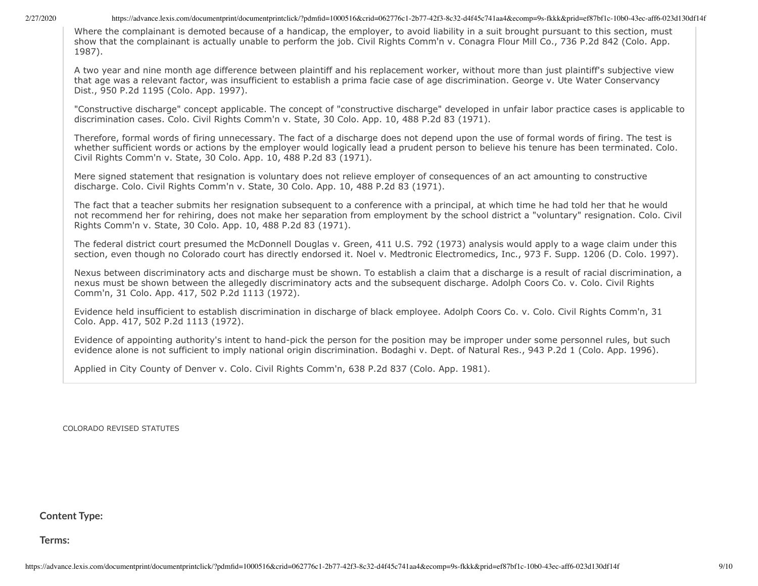Where the complainant is demoted because of a handicap, the employer, to avoid liability in a suit brought pursuant to this section, must show that the complainant is actually unable to perform the job. Civil Rights Comm'n v. Conagra Flour Mill Co., 736 P.2d 842 (Colo. App. 1987).

A two year and nine month age difference between plaintiff and his replacement worker, without more than just plaintiff's subjective view that age was a relevant factor, was insufficient to establish a prima facie case of age discrimination. George v. Ute Water Conservancy Dist., 950 P.2d 1195 (Colo. App. 1997).

"Constructive discharge" concept applicable. The concept of "constructive discharge" developed in unfair labor practice cases is applicable to discrimination cases. Colo. Civil Rights Comm'n v. State, 30 Colo. App. 10, 488 P.2d 83 (1971).

Therefore, formal words of firing unnecessary. The fact of a discharge does not depend upon the use of formal words of firing. The test is whether sufficient words or actions by the employer would logically lead a prudent person to believe his tenure has been terminated. Colo. Civil Rights Comm'n v. State, 30 Colo. App. 10, 488 P.2d 83 (1971).

Mere signed statement that resignation is voluntary does not relieve employer of consequences of an act amounting to constructive discharge. Colo. Civil Rights Comm'n v. State, 30 Colo. App. 10, 488 P.2d 83 (1971).

The fact that a teacher submits her resignation subsequent to a conference with a principal, at which time he had told her that he would not recommend her for rehiring, does not make her separation from employment by the school district a "voluntary" resignation. Colo. Civil Rights Comm'n v. State, 30 Colo. App. 10, 488 P.2d 83 (1971).

The federal district court presumed the McDonnell Douglas v. Green, 411 U.S. 792 (1973) analysis would apply to a wage claim under this section, even though no Colorado court has directly endorsed it. Noel v. Medtronic Electromedics, Inc., 973 F. Supp. 1206 (D. Colo. 1997).

Nexus between discriminatory acts and discharge must be shown. To establish a claim that a discharge is a result of racial discrimination, a nexus must be shown between the allegedly discriminatory acts and the subsequent discharge. Adolph Coors Co. v. Colo. Civil Rights Comm'n, 31 Colo. App. 417, 502 P.2d 1113 (1972).

Evidence held insufficient to establish discrimination in discharge of black employee. Adolph Coors Co. v. Colo. Civil Rights Comm'n, 31 Colo. App. 417, 502 P.2d 1113 (1972).

Evidence of appointing authority's intent to hand-pick the person for the position may be improper under some personnel rules, but such evidence alone is not sufficient to imply national origin discrimination. Bodaghi v. Dept. of Natural Res., 943 P.2d 1 (Colo. App. 1996).

Applied in City County of Denver v. Colo. Civil Rights Comm'n, 638 P.2d 837 (Colo. App. 1981).

COLORADO REVISED STATUTES

**Content Type:**

**Terms:**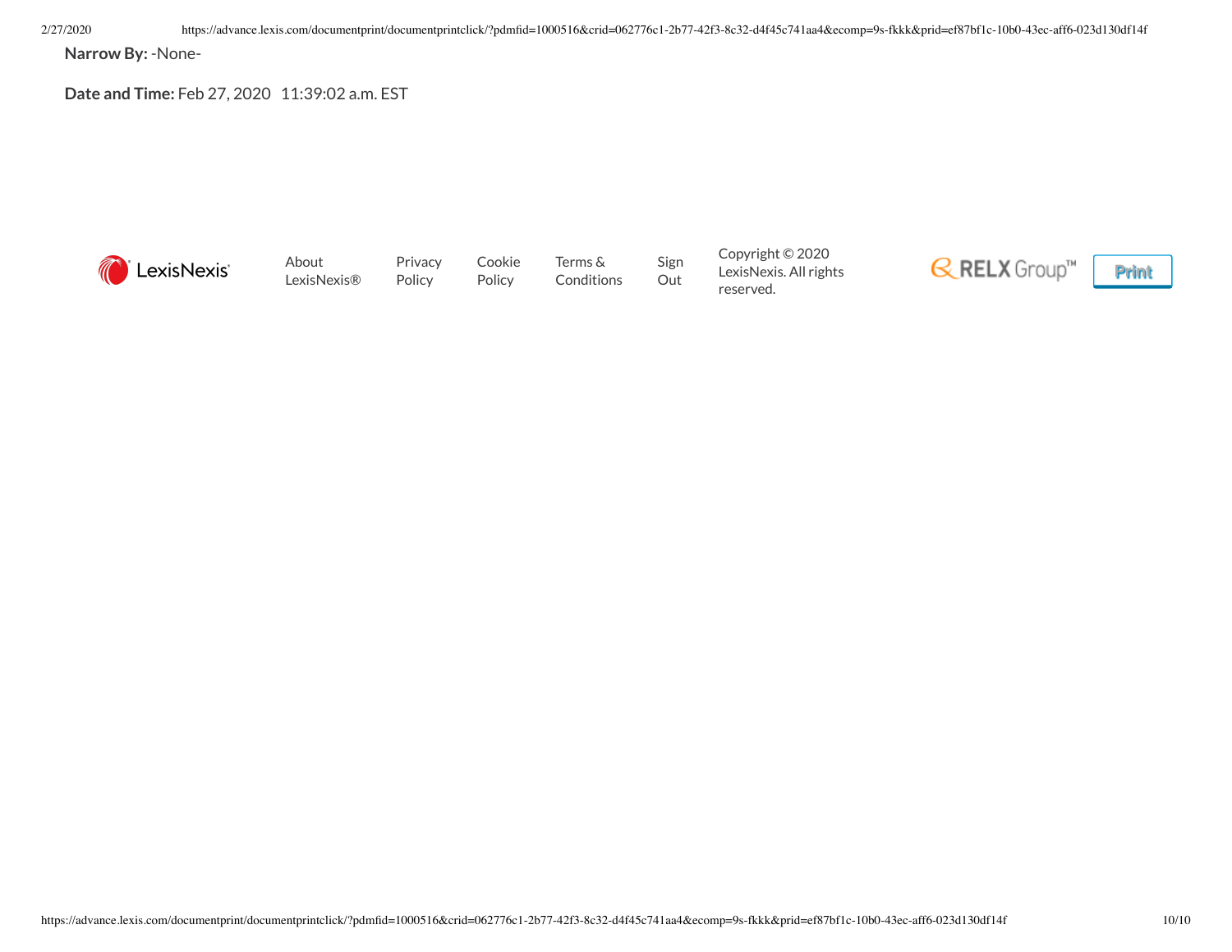**Narrow By:** -None-

**Date and Time:** Feb 27, 2020 11:39:02 a.m. EST

LexisNexis

About LexisNexis®

Privacy Policy

Cookie Policy

Terms & Conditions

Sign Out

Copyright © 2020 LexisNexis. All rights reserved.

RELX Group™

Print